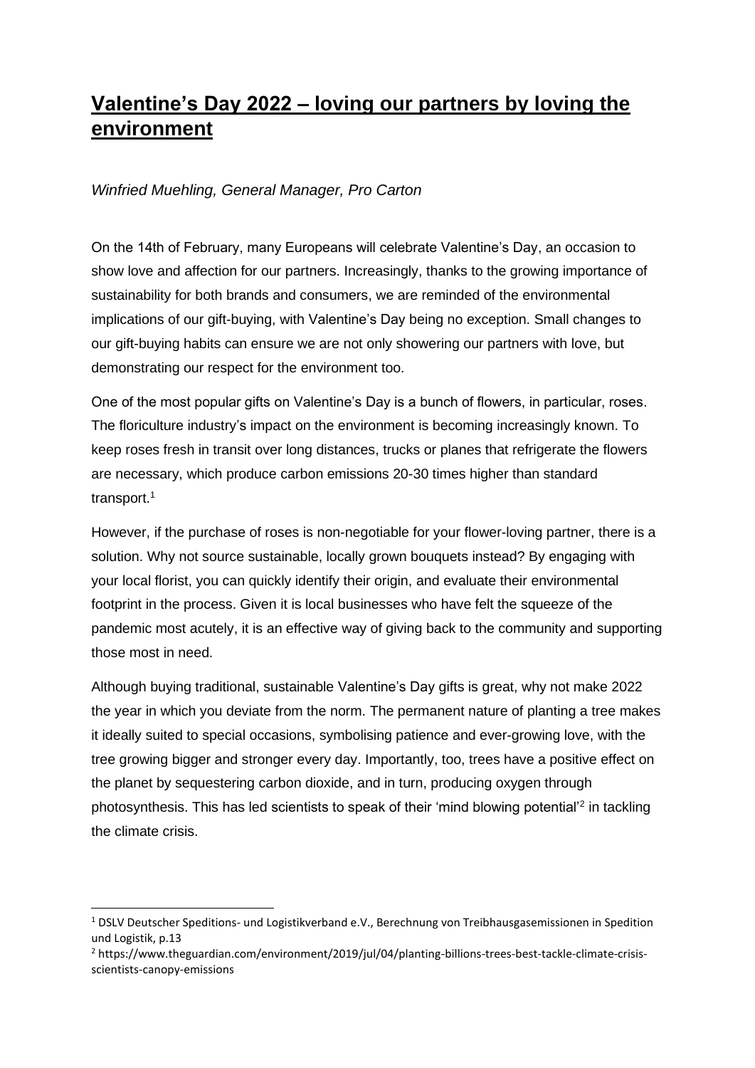# Valentine's Day 2022 – loving our partners by loving the environment

*Winfried Muehling, General Manager, Pro Carton*

On the 14th of February, many Europeans will celebrate Valentine's Day, an occasion to show love and affection for our partners. Increasingly, thanks to the growing importance of sustainability for both brands and consumers, we are reminded of the environmental implications of our gift-buying, with Valentine's Day being no exception. Small changes to our gift-buying habits can ensure we are not only showering our partners with love, but demonstrating our respect for the environment too.

One of the most popular gifts on Valentine's Day is a bunch of flowers, in particular, roses. The floriculture industry's impact on the environment is becoming increasingly known. To keep roses fresh in transit over long distances, trucks or planes that refrigerate the flowers are necessary, which produce carbon emissions 20-30 times higher than standard transport.[1]

However, if the purchase of roses is non-negotiable for your flower-loving partner, there is a solution. Why not source sustainable, locally grown bouquets instead? By engaging with your local florist, you can quickly identify their origin, and evaluate their environmental footprint in the process. Given it is local businesses who have felt the squeeze of the pandemic most acutely, it is an effective way of giving back to the community and supporting those most in need.

Although buying traditional, sustainable Valentine's Day gifts is great, why not make 2022 the year in which you deviate from the norm. The permanent nature of planting a tree makes it ideally suited to special occasions, symbolising patience and ever-growing love, with the tree growing bigger and stronger every day. Importantly, too, trees have a positive effect on the planet by sequestering carbon dioxide, and in turn, producing oxygen through photosynthesis. This has led scientists to speak of their 'mind blowing potential'[2] in tackling the climate crisis.

---

[1] DSLV Deutscher Speditions- und Logistikverband e.V., Berechnung von Treibhausgasemissionen in Spedition und Logistik, p.13

[2] https://www.theguardian.com/environment/2019/jul/04/planting-billions-trees-best-tackle-climate-crisis-scientists-canopy-emissions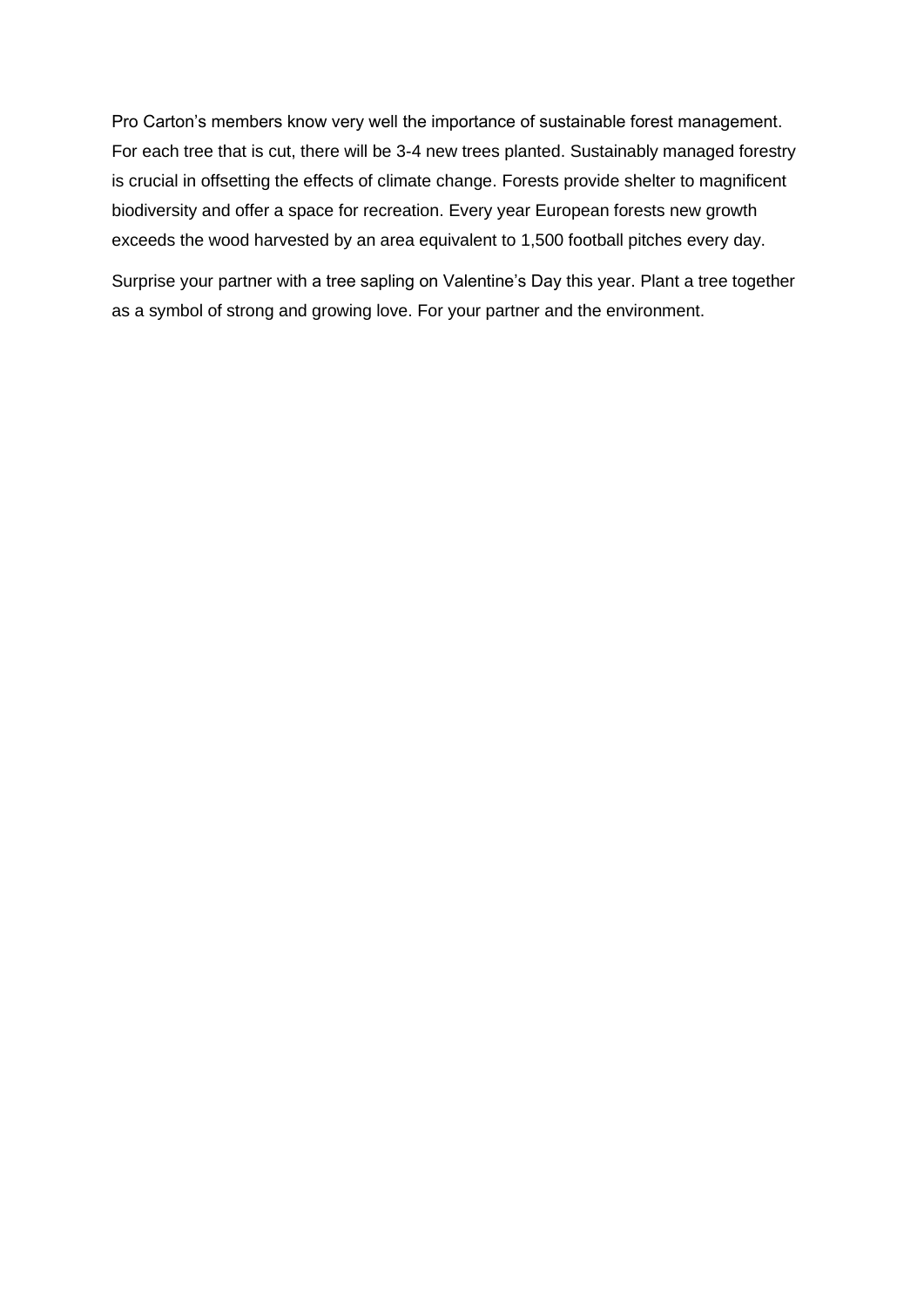Pro Carton's members know very well the importance of sustainable forest management. For each tree that is cut, there will be 3-4 new trees planted. Sustainably managed forestry is crucial in offsetting the effects of climate change. Forests provide shelter to magnificent biodiversity and offer a space for recreation. Every year European forests new growth exceeds the wood harvested by an area equivalent to 1,500 football pitches every day.

Surprise your partner with a tree sapling on Valentine's Day this year. Plant a tree together as a symbol of strong and growing love. For your partner and the environment.